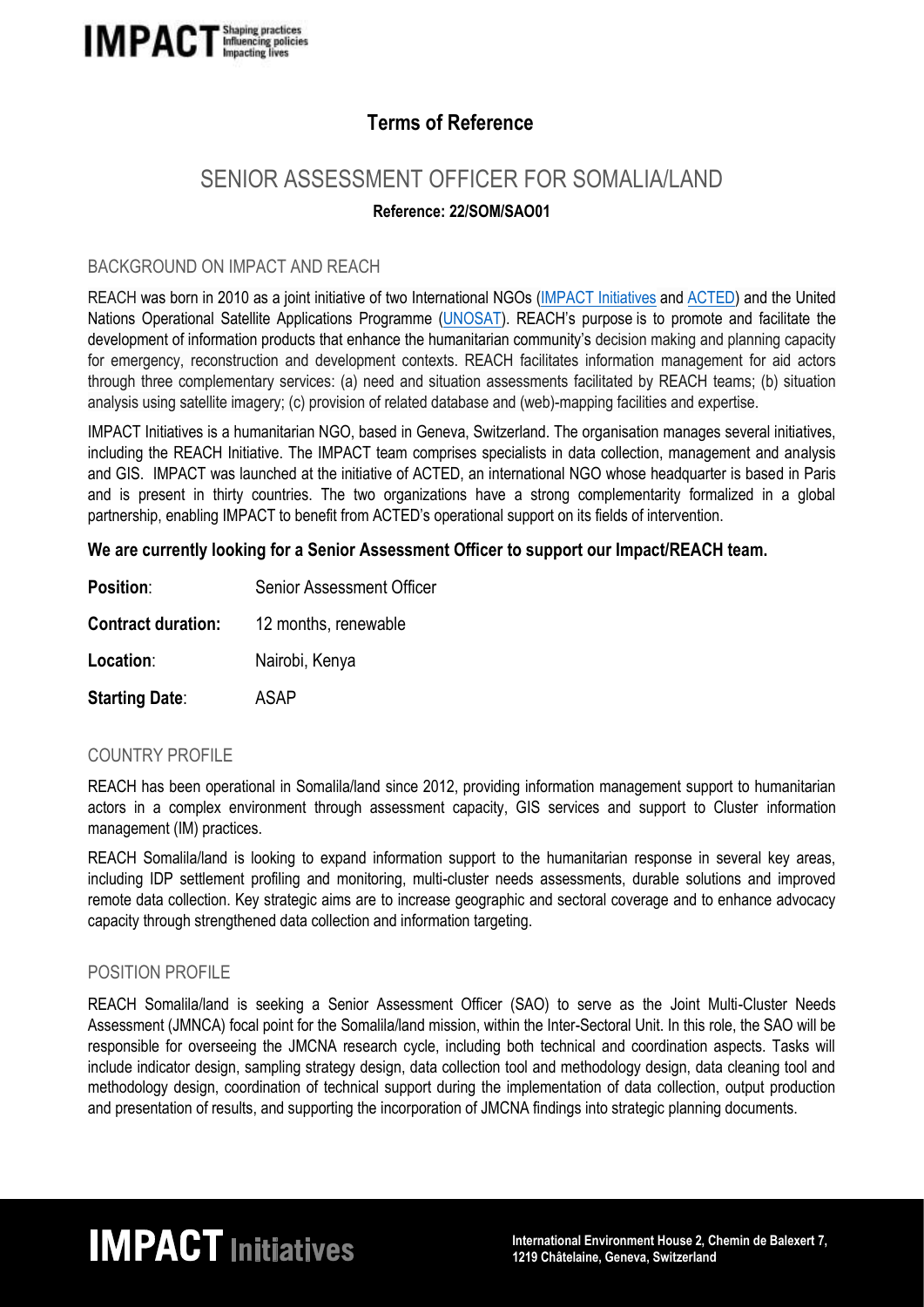# Terms of Reference

## SENIOR ASSESSMENT OFFICER FOR SOMALIA/LAND

**Reference: 22/SOM/SAO01**

### BACKGROUND ON IMPACT AND REACH

REACH was born in 2010 as a joint initiative of two International NGOs (IMPACT Initiatives and ACTED) and the United Nations Operational Satellite Applications Programme (UNOSAT). REACH's purpose is to promote and facilitate the development of information products that enhance the humanitarian community's decision making and planning capacity for emergency, reconstruction and development contexts. REACH facilitates information management for aid actors through three complementary services: (a) need and situation assessments facilitated by REACH teams; (b) situation analysis using satellite imagery; (c) provision of related database and (web)-mapping facilities and expertise.

IMPACT Initiatives is a humanitarian NGO, based in Geneva, Switzerland. The organisation manages several initiatives, including the REACH Initiative. The IMPACT team comprises specialists in data collection, management and analysis and GIS. IMPACT was launched at the initiative of ACTED, an international NGO whose headquarter is based in Paris and is present in thirty countries. The two organizations have a strong complementarity formalized in a global partnership, enabling IMPACT to benefit from ACTED's operational support on its fields of intervention.

**We are currently looking for a Senior Assessment Officer to support our Impact/REACH team.**

**Position**: Senior Assessment Officer

**Contract duration:** 12 months, renewable

**Location**: Nairobi, Kenya

**Starting Date**: ASAP

### COUNTRY PROFILE

REACH has been operational in Somalila/land since 2012, providing information management support to humanitarian actors in a complex environment through assessment capacity, GIS services and support to Cluster information management (IM) practices.

REACH Somalila/land is looking to expand information support to the humanitarian response in several key areas, including IDP settlement profiling and monitoring, multi-cluster needs assessments, durable solutions and improved remote data collection. Key strategic aims are to increase geographic and sectoral coverage and to enhance advocacy capacity through strengthened data collection and information targeting.

### POSITION PROFILE

REACH Somalila/land is seeking a Senior Assessment Officer (SAO) to serve as the Joint Multi-Cluster Needs Assessment (JMNCA) focal point for the Somalila/land mission, within the Inter-Sectoral Unit. In this role, the SAO will be responsible for overseeing the JMCNA research cycle, including both technical and coordination aspects. Tasks will include indicator design, sampling strategy design, data collection tool and methodology design, data cleaning tool and methodology design, coordination of technical support during the implementation of data collection, output production and presentation of results, and supporting the incorporation of JMCNA findings into strategic planning documents.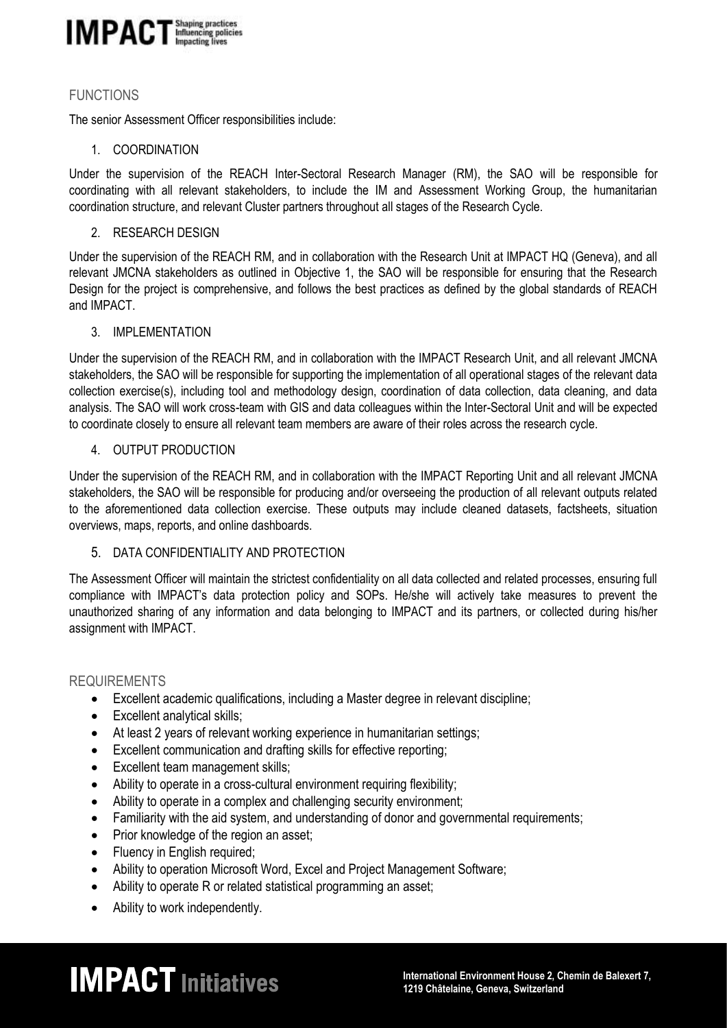## FUNCTIONS

The senior Assessment Officer responsibilities include:

### 1. COORDINATION

Under the supervision of the REACH Inter-Sectoral Research Manager (RM), the SAO will be responsible for coordinating with all relevant stakeholders, to include the IM and Assessment Working Group, the humanitarian coordination structure, and relevant Cluster partners throughout all stages of the Research Cycle.

### 2. RESEARCH DESIGN

Under the supervision of the REACH RM, and in collaboration with the Research Unit at IMPACT HQ (Geneva), and all relevant JMCNA stakeholders as outlined in Objective 1, the SAO will be responsible for ensuring that the Research Design for the project is comprehensive, and follows the best practices as defined by the global standards of REACH and IMPACT.

### 3. IMPLEMENTATION

Under the supervision of the REACH RM, and in collaboration with the IMPACT Research Unit, and all relevant JMCNA stakeholders, the SAO will be responsible for supporting the implementation of all operational stages of the relevant data collection exercise(s), including tool and methodology design, coordination of data collection, data cleaning, and data analysis. The SAO will work cross-team with GIS and data colleagues within the Inter-Sectoral Unit and will be expected to coordinate closely to ensure all relevant team members are aware of their roles across the research cycle.

### 4. OUTPUT PRODUCTION

Under the supervision of the REACH RM, and in collaboration with the IMPACT Reporting Unit and all relevant JMCNA stakeholders, the SAO will be responsible for producing and/or overseeing the production of all relevant outputs related to the aforementioned data collection exercise. These outputs may include cleaned datasets, factsheets, situation overviews, maps, reports, and online dashboards.

### 5. DATA CONFIDENTIALITY AND PROTECTION

The Assessment Officer will maintain the strictest confidentiality on all data collected and related processes, ensuring full compliance with IMPACT's data protection policy and SOPs. He/she will actively take measures to prevent the unauthorized sharing of any information and data belonging to IMPACT and its partners, or collected during his/her assignment with IMPACT.

## REQUIREMENTS

- Excellent academic qualifications, including a Master degree in relevant discipline;
- Excellent analytical skills;
- At least 2 years of relevant working experience in humanitarian settings;
- Excellent communication and drafting skills for effective reporting;
- Excellent team management skills;
- Ability to operate in a cross-cultural environment requiring flexibility;
- Ability to operate in a complex and challenging security environment;
- Familiarity with the aid system, and understanding of donor and governmental requirements;
- Prior knowledge of the region an asset;
- Fluency in English required;
- Ability to operation Microsoft Word, Excel and Project Management Software;
- Ability to operate R or related statistical programming an asset;
- Ability to work independently.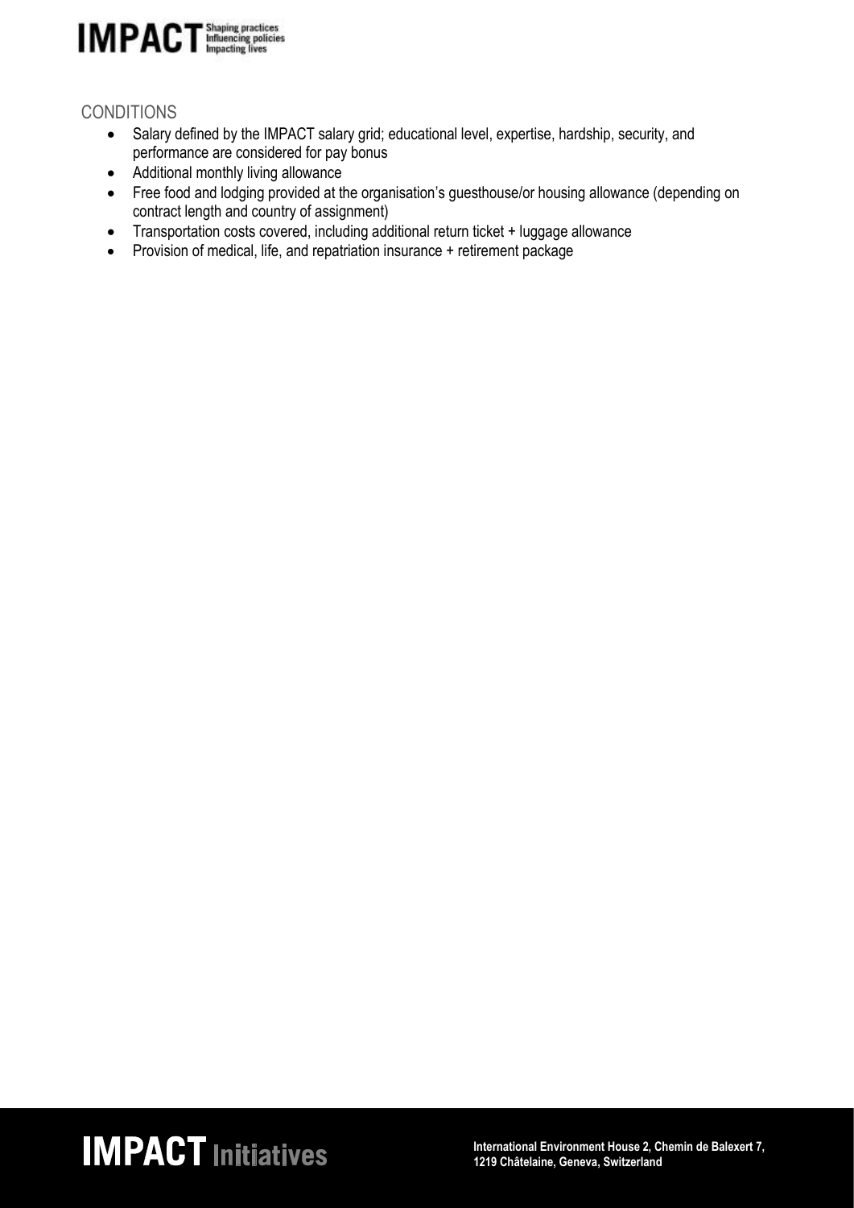## CONDITIONS

- Salary defined by the IMPACT salary grid; educational level, expertise, hardship, security, and performance are considered for pay bonus
- Additional monthly living allowance
- Free food and lodging provided at the organisation's guesthouse/or housing allowance (depending on contract length and country of assignment)
- Transportation costs covered, including additional return ticket + luggage allowance
- Provision of medical, life, and repatriation insurance + retirement package